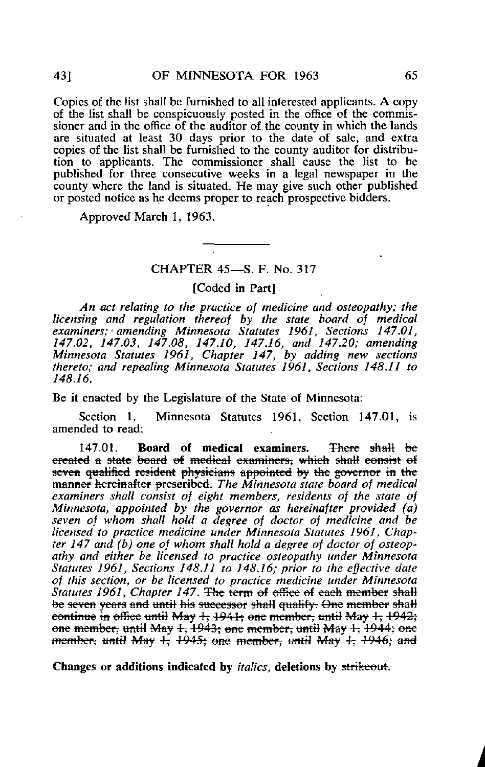Copies of the list shall be furnished to all interested applicants. A copy of the list shall be conspicuously posted in the office of the commissioner and in the office of the auditor of the county in which the lands are situated at least 30 days prior to the date of sale, and extra copies of the list shall be furnished to the county auditor for distribution to applicants. The commissioner shall cause the list to be published for three consecutive weeks in a legal newspaper in the county where the land is situated. He may give such other published or posted notice as he deems proper to reach prospective bidders.

Approved March 1, 1963.

---

## CHAPTER 45—S. F. No. 317

### [Coded in Part]

*An act relating to the practice of medicine and osteopathy; the licensing and regulation thereof by the state board of medical examiners; amending Minnesota Statutes 1961, Sections 147.01, 147.02, 147.03, 147.08, 147.10, 147.16, and 147.20; amending Minnesota Statutes 1961, Chapter 147, by adding new sections thereto; and repealing Minnesota Statutes 1961, Sections 148.11 to 148.16.*

Be it enacted by the Legislature of the State of Minnesota:

Section 1. Minnesota Statutes 1961, Section 147.01, is amended to read:

147.01. **Board of medical examiners.** ~~There shall be created a state board of medical examiners, which shall consist of seven qualified resident physicians appointed by the governor in the manner hereinafter prescribed.~~ *The Minnesota state board of medical examiners shall consist of eight members, residents of the state of Minnesota, appointed by the governor as hereinafter provided (a) seven of whom shall hold a degree of doctor of medicine and be licensed to practice medicine under Minnesota Statutes 1961, Chapter 147 and (b) one of whom shall hold a degree of doctor of osteopathy and either be licensed to practice osteopathy under Minnesota Statutes 1961, Sections 148.11 to 148.16; prior to the effective date of this section, or be licensed to practice medicine under Minnesota Statutes 1961, Chapter 147.* ~~The term of office of each member shall be seven years and until his successor shall qualify. One member shall continue in office until May 1, 1941; one member, until May 1, 1942; one member, until May 1, 1943; one member, until May 1, 1944; one member, until May 1, 1945; one member, until May 1, 1946; and~~

**Changes or additions indicated by** *italics*, **deletions by** ~~strikeout~~.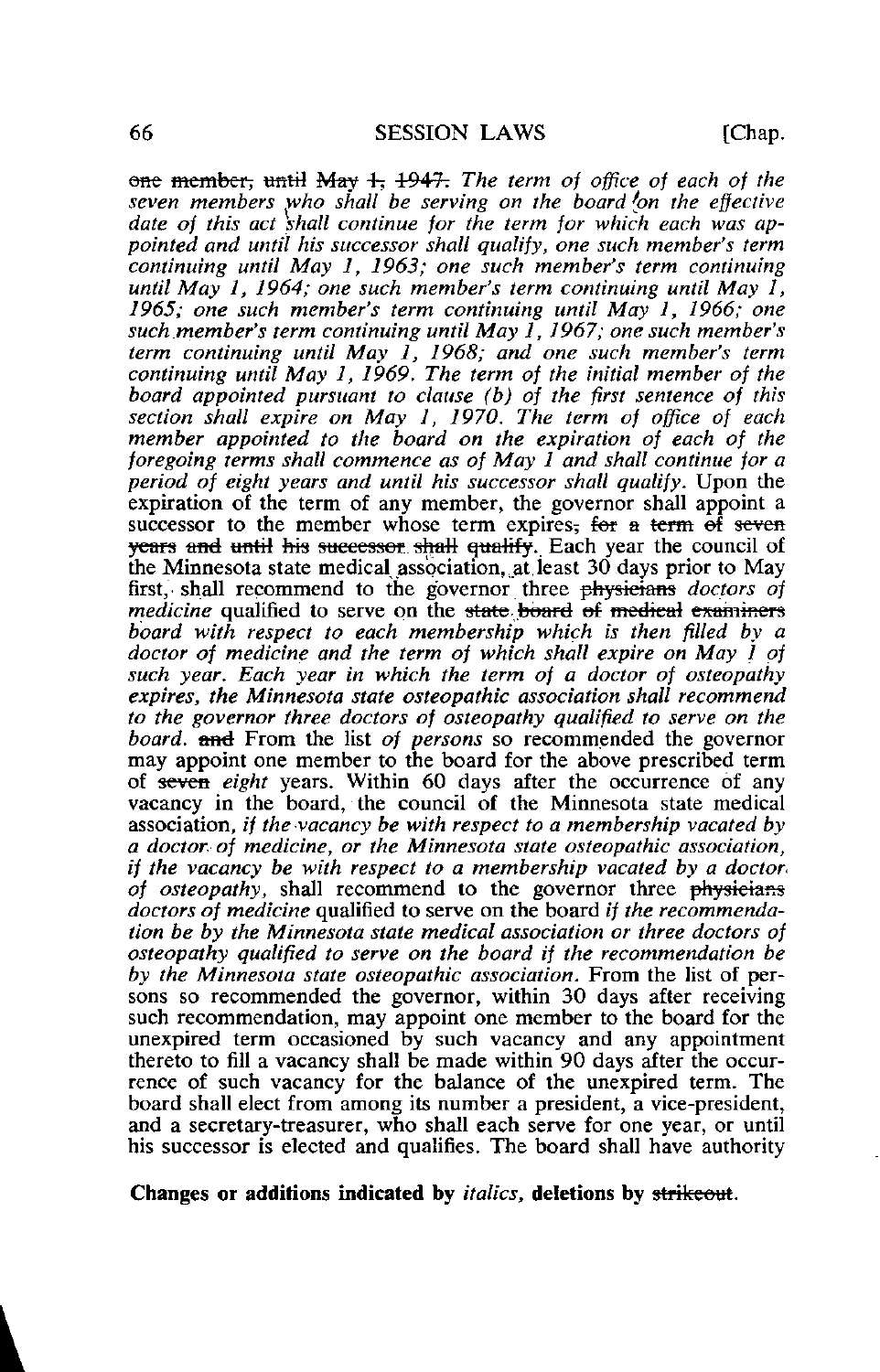~~one member, until May 1, 1947.~~ *The term of office of each of the seven members who shall be serving on the board on the effective date of this act shall continue for the term for which each was appointed and until his successor shall qualify, one such member's term continuing until May 1, 1963; one such member's term continuing until May 1, 1964; one such member's term continuing until May 1, 1965; one such member's term continuing until May 1, 1966; one such member's term continuing until May 1, 1967; one such member's term continuing until May 1, 1968; and one such member's term continuing until May 1, 1969. The term of the initial member of the board appointed pursuant to clause (b) of the first sentence of this section shall expire on May 1, 1970. The term of office of each member appointed to the board on the expiration of each of the foregoing terms shall commence as of May 1 and shall continue for a period of eight years and until his successor shall qualify.* Upon the expiration of the term of any member, the governor shall appoint a successor to the member whose term expires~~, for a term of seven years and until his successor shall qualify~~. Each year the council of the Minnesota state medical association, at least 30 days prior to May first, shall recommend to the governor three ~~physicians~~ *doctors of medicine* qualified to serve on the ~~state board of medical examiners~~ *board with respect to each membership which is then filled by a doctor of medicine and the term of which shall expire on May 1 of such year. Each year in which the term of a doctor of osteopathy expires, the Minnesota state osteopathic association shall recommend to the governor three doctors of osteopathy qualified to serve on the board.* ~~and~~ From the list *of persons* so recommended the governor may appoint one member to the board for the above prescribed term of ~~seven~~ *eight* years. Within 60 days after the occurrence of any vacancy in the board, the council of the Minnesota state medical association, *if the vacancy be with respect to a membership vacated by a doctor of medicine, or the Minnesota state osteopathic association, if the vacancy be with respect to a membership vacated by a doctor of osteopathy,* shall recommend to the governor three ~~physicians~~ *doctors of medicine* qualified to serve on the board *if the recommendation be by the Minnesota state medical association or three doctors of osteopathy qualified to serve on the board if the recommendation be by the Minnesota state osteopathic association.* From the list of persons so recommended the governor, within 30 days after receiving such recommendation, may appoint one member to the board for the unexpired term occasioned by such vacancy and any appointment thereto to fill a vacancy shall be made within 90 days after the occurrence of such vacancy for the balance of the unexpired term. The board shall elect from among its number a president, a vice-president, and a secretary-treasurer, who shall each serve for one year, or until his successor is elected and qualifies. The board shall have authority

**Changes or additions indicated by *italics*, deletions by ~~strikeout~~.**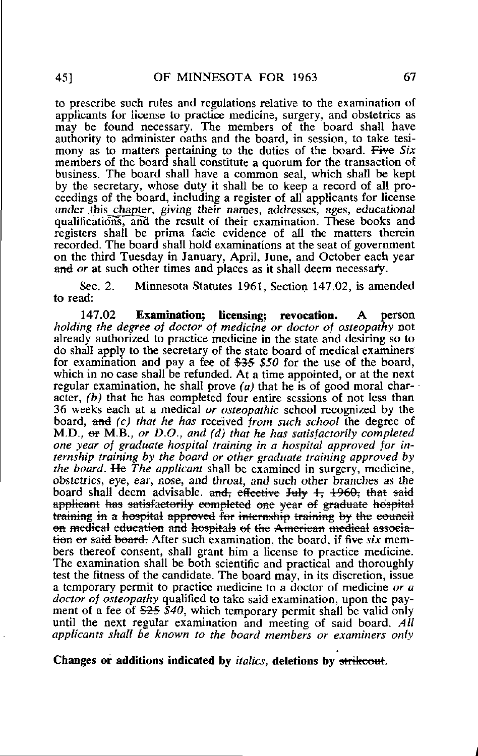to prescribe such rules and regulations relative to the examination of applicants for license to practice medicine, surgery, and obstetrics as may be found necessary. The members of the board shall have authority to administer oaths and the board, in session, to take tesimony as to matters pertaining to the duties of the board. ~~Five~~ *Six* members of the board shall constitute a quorum for the transaction of business. The board shall have a common seal, which shall be kept by the secretary, whose duty it shall be to keep a record of all proceedings of the board, including a register of all applicants for license *under this chapter*, giving their names, addresses, ages, educational qualifications, and the result of their examination. These books and registers shall be prima facie evidence of all the matters therein recorded. The board shall hold examinations at the seat of government on the third Tuesday in January, April, June, and October each year ~~and~~ *or* at such other times and places as it shall deem necessary.

Sec. 2. Minnesota Statutes 1961, Section 147.02, is amended to read:

**147.02 Examination; licensing; revocation.** A person *holding the degree of doctor of medicine or doctor of osteopathy* not already authorized to practice medicine in the state and desiring so to do shall apply to the secretary of the state board of medical examiners for examination and pay a fee of ~~$35~~ *$50* for the use of the board, which in no case shall be refunded. At a time appointed, or at the next regular examination, he shall prove *(a)* that he is of good moral character, *(b)* that he has completed four entire sessions of not less than 36 weeks each at a medical *or osteopathic* school recognized by the board, ~~and~~ *(c) that he has* received *from such school* the degree of M.D., ~~or~~ M.B., *or D.O., and (d) that he has satisfactorily completed one year of graduate hospital training in a hospital approved for internship training by the board or other graduate training approved by the board.* ~~He~~ *The applicant* shall be examined in surgery, medicine, obstetrics, eye, ear, nose, and throat, and such other branches as the board shall deem advisable. ~~and, effective July 1, 1960, that said applicant has satisfactorily completed one year of graduate hospital training in a hospital approved for internship training by the council on medical education and hospitals of the American medical association or said board.~~ After such examination, the board, if ~~five~~ *six* members thereof consent, shall grant him a license to practice medicine. The examination shall be both scientific and practical and thoroughly test the fitness of the candidate. The board may, in its discretion, issue a temporary permit to practice medicine to a doctor of medicine *or a doctor of osteopathy* qualified to take said examination, upon the payment of a fee of ~~$25~~ *$40*, which temporary permit shall be valid only until the next regular examination and meeting of said board. *All applicants shall be known to the board members or examiners only*

**Changes or additions indicated by *italics*, deletions by ~~strikeout~~.**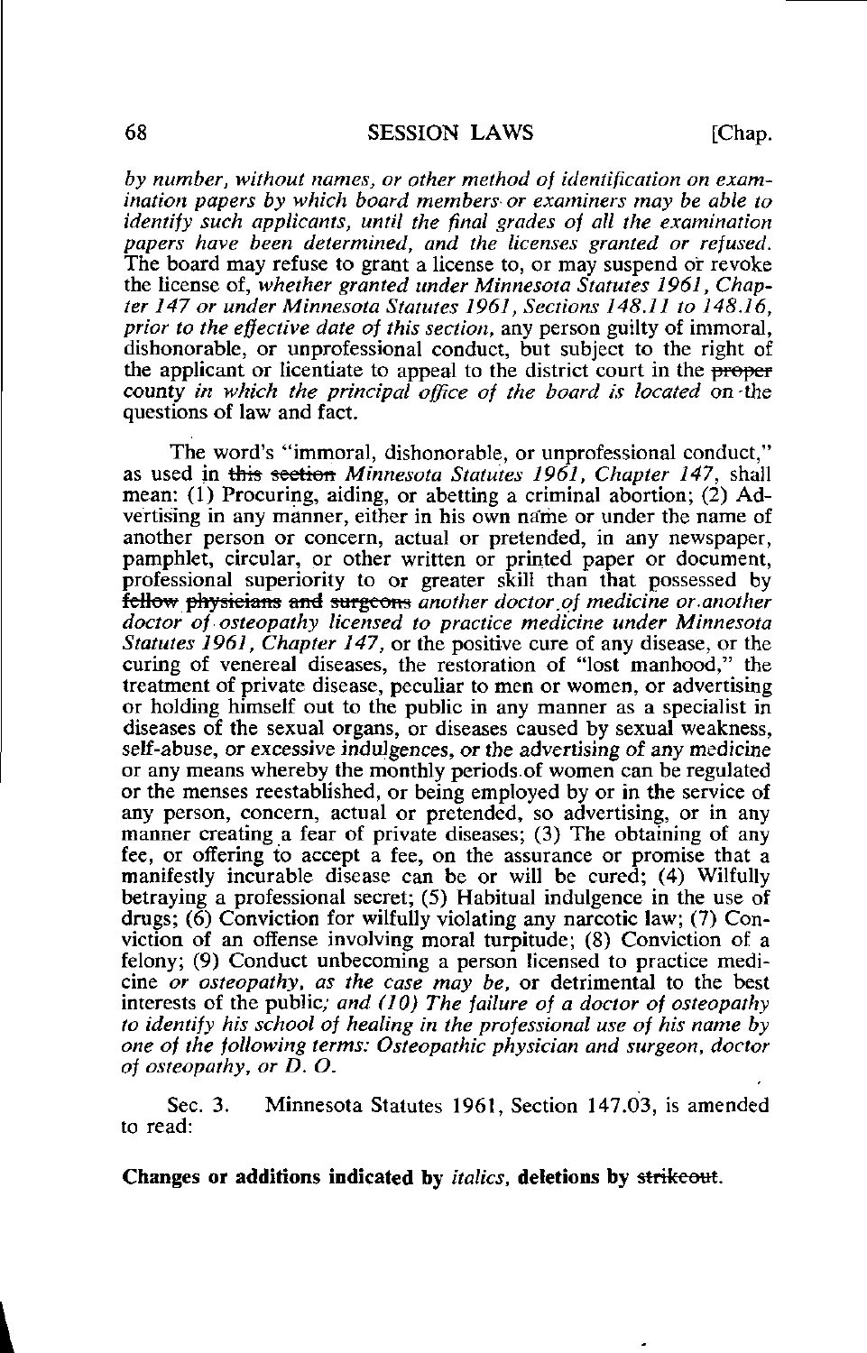*by number, without names, or other method of identification on examination papers by which board members or examiners may be able to identify such applicants, until the final grades of all the examination papers have been determined, and the licenses granted or refused.* The board may refuse to grant a license to, or may suspend or revoke the license of, *whether granted under Minnesota Statutes 1961, Chapter 147 or under Minnesota Statutes 1961, Sections 148.11 to 148.16, prior to the effective date of this section,* any person guilty of immoral, dishonorable, or unprofessional conduct, but subject to the right of the applicant or licentiate to appeal to the district court in the ~~proper~~ county *in which the principal office of the board is located* on the questions of law and fact.

The word's "immoral, dishonorable, or unprofessional conduct," as used in ~~this section~~ *Minnesota Statutes 1961, Chapter 147,* shall mean: (1) Procuring, aiding, or abetting a criminal abortion; (2) Advertising in any manner, either in his own name or under the name of another person or concern, actual or pretended, in any newspaper, pamphlet, circular, or other written or printed paper or document, professional superiority to or greater skill than that possessed by ~~fellow physicians and surgeons~~ *another doctor of medicine or another doctor of osteopathy licensed to practice medicine under Minnesota Statutes 1961, Chapter 147,* or the positive cure of any disease, or the curing of venereal diseases, the restoration of "lost manhood," the treatment of private disease, peculiar to men or women, or advertising or holding himself out to the public in any manner as a specialist in diseases of the sexual organs, or diseases caused by sexual weakness, self-abuse, or excessive indulgences, or the advertising of any medicine or any means whereby the monthly periods of women can be regulated or the menses reestablished, or being employed by or in the service of any person, concern, actual or pretended, so advertising, or in any manner creating a fear of private diseases; (3) The obtaining of any fee, or offering to accept a fee, on the assurance or promise that a manifestly incurable disease can be or will be cured; (4) Wilfully betraying a professional secret; (5) Habitual indulgence in the use of drugs; (6) Conviction for wilfully violating any narcotic law; (7) Conviction of an offense involving moral turpitude; (8) Conviction of a felony; (9) Conduct unbecoming a person licensed to practice medicine *or osteopathy, as the case may be,* or detrimental to the best interests of the public*; and (10) The failure of a doctor of osteopathy to identify his school of healing in the professional use of his name by one of the following terms: Osteopathic physician and surgeon, doctor of osteopathy, or D. O.*

Sec. 3. Minnesota Statutes 1961, Section 147.03, is amended to read:

**Changes or additions indicated by *italics*, deletions by ~~strikeout~~.**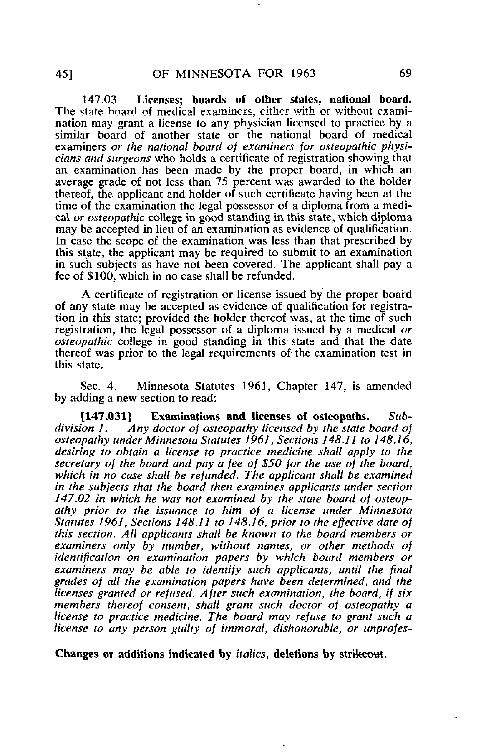147.03 **Licenses; boards of other states, national board.** The state board of medical examiners, either with or without examination may grant a license to any physician licensed to practice by a similar board of another state or the national board of medical examiners *or the national board of examiners for osteopathic physicians and surgeons* who holds a certificate of registration showing that an examination has been made by the proper board, in which an average grade of not less than 75 percent was awarded to the holder thereof, the applicant and holder of such certificate having been at the time of the examination the legal possessor of a diploma from a medical *or osteopathic* college in good standing in this state, which diploma may be accepted in lieu of an examination as evidence of qualification. In case the scope of the examination was less than that prescribed by this state, the applicant may be required to submit to an examination in such subjects as have not been covered. The applicant shall pay a fee of $100, which in no case shall be refunded.

A certificate of registration or license issued by the proper board of any state may be accepted as evidence of qualification for registration in this state; provided the holder thereof was, at the time of such registration, the legal possessor of a diploma issued by a medical *or osteopathic* college in good standing in this state and that the date thereof was prior to the legal requirements of the examination test in this state.

Sec. 4. Minnesota Statutes 1961, Chapter 147, is amended by adding a new section to read:

**[147.031] Examinations and licenses of osteopaths.** *Subdivision 1. Any doctor of osteopathy licensed by the state board of osteopathy under Minnesota Statutes 1961, Sections 148.11 to 148.16, desiring to obtain a license to practice medicine shall apply to the secretary of the board and pay a fee of $50 for the use of the board, which in no case shall be refunded. The applicant shall be examined in the subjects that the board then examines applicants under section 147.02 in which he was not examined by the state board of osteopathy prior to the issuance to him of a license under Minnesota Statutes 1961, Sections 148.11 to 148.16, prior to the effective date of this section. All applicants shall be known to the board members or examiners only by number, without names, or other methods of identification on examination papers by which board members or examiners may be able to identify such applicants, until the final grades of all the examination papers have been determined, and the licenses granted or refused. After such examination, the board, if six members thereof consent, shall grant such doctor of osteopathy a license to practice medicine. The board may refuse to grant such a license to any person guilty of immoral, dishonorable, or unprofes-*

**Changes or additions indicated by** *italics*, **deletions by** ~~strikeout~~.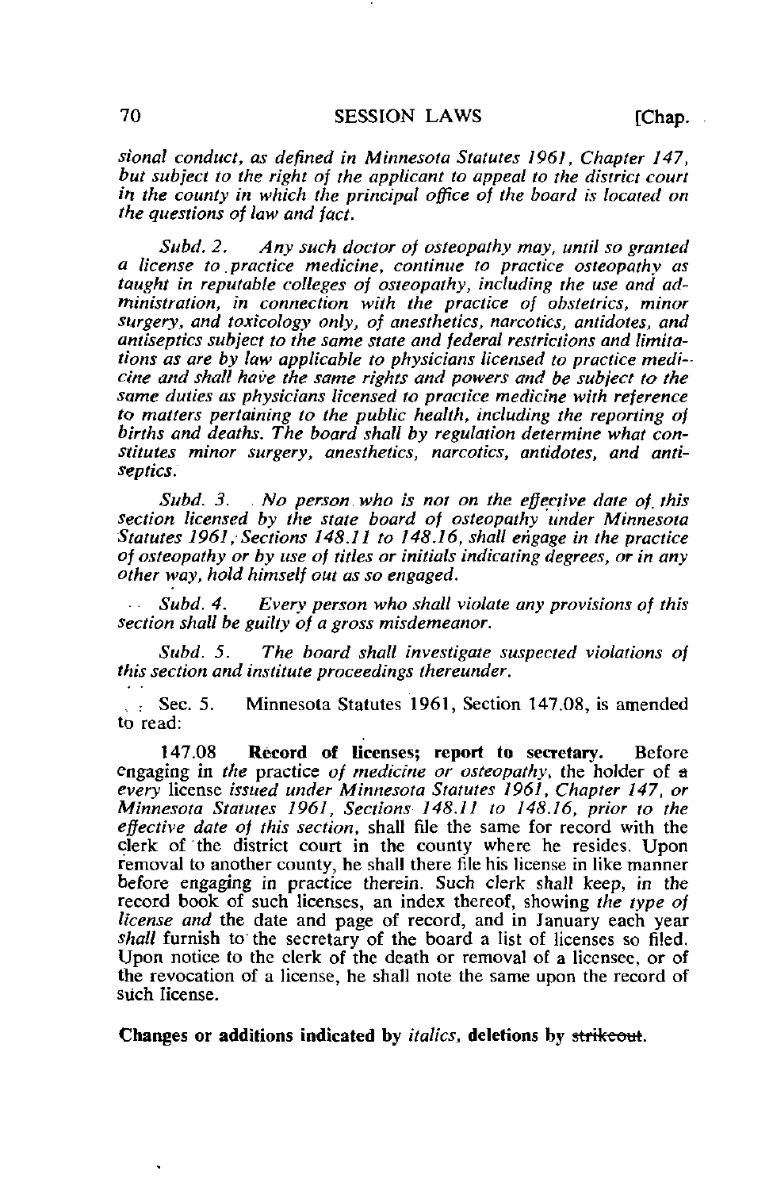*sional conduct, as defined in Minnesota Statutes 1961, Chapter 147, but subject to the right of the applicant to appeal to the district court in the county in which the principal office of the board is located on the questions of law and fact.*

*Subd. 2. Any such doctor of osteopathy may, until so granted a license to practice medicine, continue to practice osteopathy as taught in reputable colleges of osteopathy, including the use and administration, in connection with the practice of obstetrics, minor surgery, and toxicology only, of anesthetics, narcotics, antidotes, and antiseptics subject to the same state and federal restrictions and limitations as are by law applicable to physicians licensed to practice medicine and shall have the same rights and powers and be subject to the same duties as physicians licensed to practice medicine with reference to matters pertaining to the public health, including the reporting of births and deaths. The board shall by regulation determine what constitutes minor surgery, anesthetics, narcotics, antidotes, and antiseptics.*

*Subd. 3. No person who is not on the effective date of this section licensed by the state board of osteopathy under Minnesota Statutes 1961, Sections 148.11 to 148.16, shall engage in the practice of osteopathy or by use of titles or initials indicating degrees, or in any other way, hold himself out as so engaged.*

*Subd. 4. Every person who shall violate any provisions of this section shall be guilty of a gross misdemeanor.*

*Subd. 5. The board shall investigate suspected violations of this section and institute proceedings thereunder.*

Sec. 5. Minnesota Statutes 1961, Section 147.08, is amended to read:

147.08 **Record of licenses; report to secretary.** Before engaging in *the* practice *of medicine or osteopathy,* the holder of ~~a~~ *every* license *issued under Minnesota Statutes 1961, Chapter 147, or Minnesota Statutes 1961, Sections 148.11 to 148.16, prior to the effective date of this section,* shall file the same for record with the clerk of the district court in the county where he resides. Upon removal to another county, he shall there file his license in like manner before engaging in practice therein. Such clerk shall keep, in the record book of such licenses, an index thereof, showing *the type of license and* the date and page of record, and in January each year *shall* furnish to the secretary of the board a list of licenses so filed. Upon notice to the clerk of the death or removal of a licensee, or of the revocation of a license, he shall note the same upon the record of such license.

**Changes or additions indicated by** *italics*, **deletions by** ~~strikeout~~.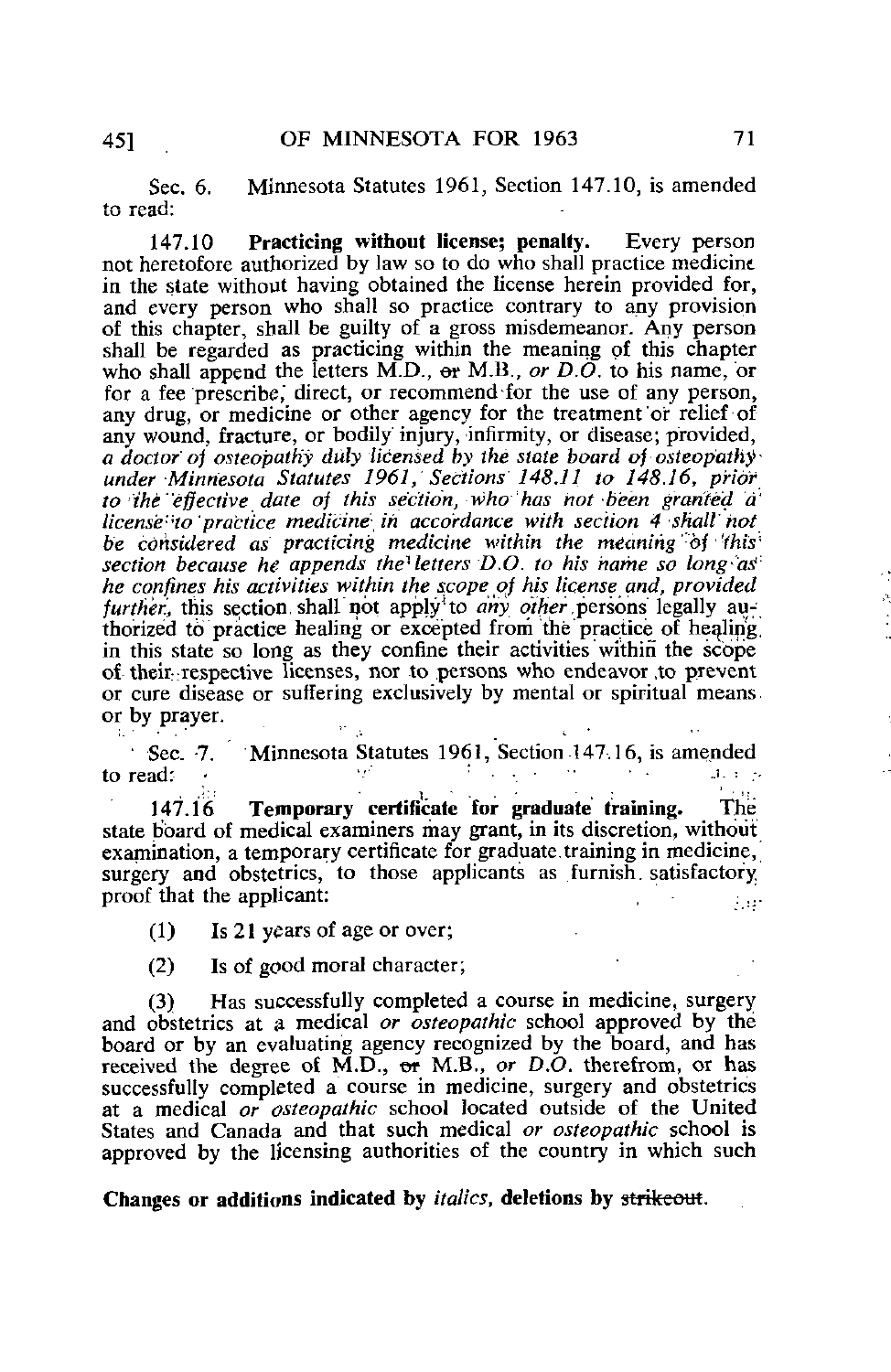Sec. 6. Minnesota Statutes 1961, Section 147.10, is amended to read:

147.10 **Practicing without license; penalty.** Every person not heretofore authorized by law so to do who shall practice medicine in the state without having obtained the license herein provided for, and every person who shall so practice contrary to any provision of this chapter, shall be guilty of a gross misdemeanor. Any person shall be regarded as practicing within the meaning of this chapter who shall append the letters M.D., ~~or~~ M.B., *or D.O.* to his name, or for a fee prescribe, direct, or recommend for the use of any person, any drug, or medicine or other agency for the treatment or relief of any wound, fracture, or bodily injury, infirmity, or disease; provided, *a doctor of osteopathy duly licensed by the state board of osteopathy under Minnesota Statutes 1961, Sections 148.11 to 148.16, prior to the effective date of this section, who has not been granted a license to practice medicine in accordance with section 4 shall not be considered as practicing medicine within the meaning of this section because he appends the letters D.O. to his name so long as he confines his activities within the scope of his license and, provided further,* this section shall not apply to *any other* persons legally authorized to practice healing or excepted from the practice of healing in this state so long as they confine their activities within the scope of their respective licenses, nor to persons who endeavor to prevent or cure disease or suffering exclusively by mental or spiritual means or by prayer.

Sec. 7. Minnesota Statutes 1961, Section 147.16, is amended to read:

147.16 **Temporary certificate for graduate training.** The state board of medical examiners may grant, in its discretion, without examination, a temporary certificate for graduate training in medicine, surgery and obstetrics, to those applicants as furnish satisfactory proof that the applicant:

(1) Is 21 years of age or over;

(2) Is of good moral character;

(3) Has successfully completed a course in medicine, surgery and obstetrics at a medical *or osteopathic* school approved by the board or by an evaluating agency recognized by the board, and has received the degree of M.D., ~~or~~ M.B., *or D.O.* therefrom, or has successfully completed a course in medicine, surgery and obstetrics at a medical *or osteopathic* school located outside of the United States and Canada and that such medical *or osteopathic* school is approved by the licensing authorities of the country in which such

**Changes or additions indicated by *italics*, deletions by ~~strikeout~~.**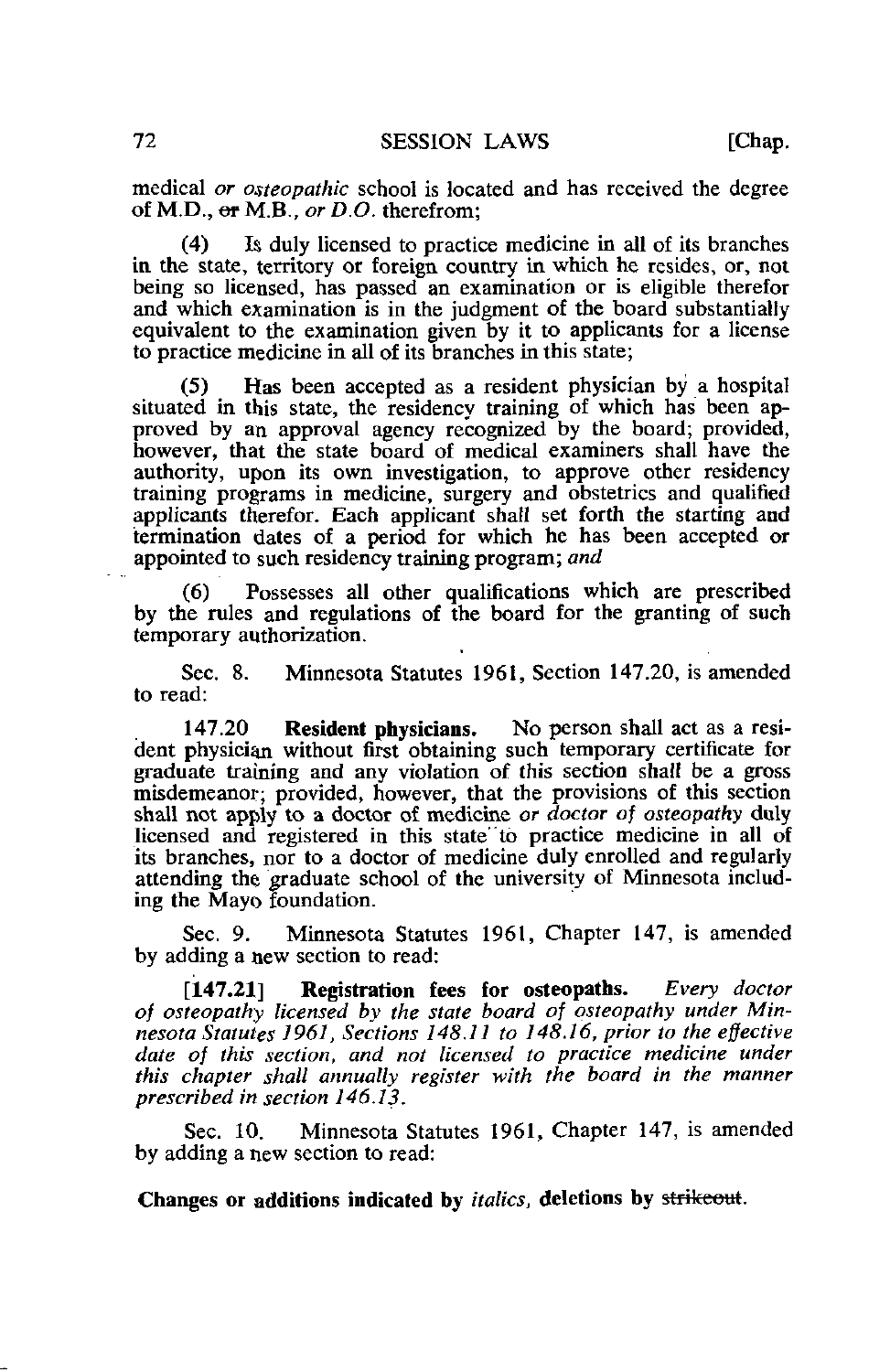medical *or osteopathic* school is located and has received the degree of M.D., ~~or~~ M.B., *or D.O.* therefrom;

(4) Is duly licensed to practice medicine in all of its branches in the state, territory or foreign country in which he resides, or, not being so licensed, has passed an examination or is eligible therefor and which examination is in the judgment of the board substantially equivalent to the examination given by it to applicants for a license to practice medicine in all of its branches in this state;

(5) Has been accepted as a resident physician by a hospital situated in this state, the residency training of which has been approved by an approval agency recognized by the board; provided, however, that the state board of medical examiners shall have the authority, upon its own investigation, to approve other residency training programs in medicine, surgery and obstetrics and qualified applicants therefor. Each applicant shall set forth the starting and termination dates of a period for which he has been accepted or appointed to such residency training program; *and*

(6) Possesses all other qualifications which are prescribed by the rules and regulations of the board for the granting of such temporary authorization.

Sec. 8. Minnesota Statutes 1961, Section 147.20, is amended to read:

147.20 **Resident physicians.** No person shall act as a resident physician without first obtaining such temporary certificate for graduate training and any violation of this section shall be a gross misdemeanor; provided, however, that the provisions of this section shall not apply to a doctor of medicine *or doctor of osteopathy* duly licensed and registered in this state to practice medicine in all of its branches, nor to a doctor of medicine duly enrolled and regularly attending the graduate school of the university of Minnesota including the Mayo foundation.

Sec. 9. Minnesota Statutes 1961, Chapter 147, is amended by adding a new section to read:

[147.21] **Registration fees for osteopaths.** *Every doctor of osteopathy licensed by the state board of osteopathy under Minnesota Statutes 1961, Sections 148.11 to 148.16, prior to the effective date of this section, and not licensed to practice medicine under this chapter shall annually register with the board in the manner prescribed in section 146.13.*

Sec. 10. Minnesota Statutes 1961, Chapter 147, is amended by adding a new section to read:

**Changes or additions indicated by** *italics*, **deletions by** ~~strikeout~~.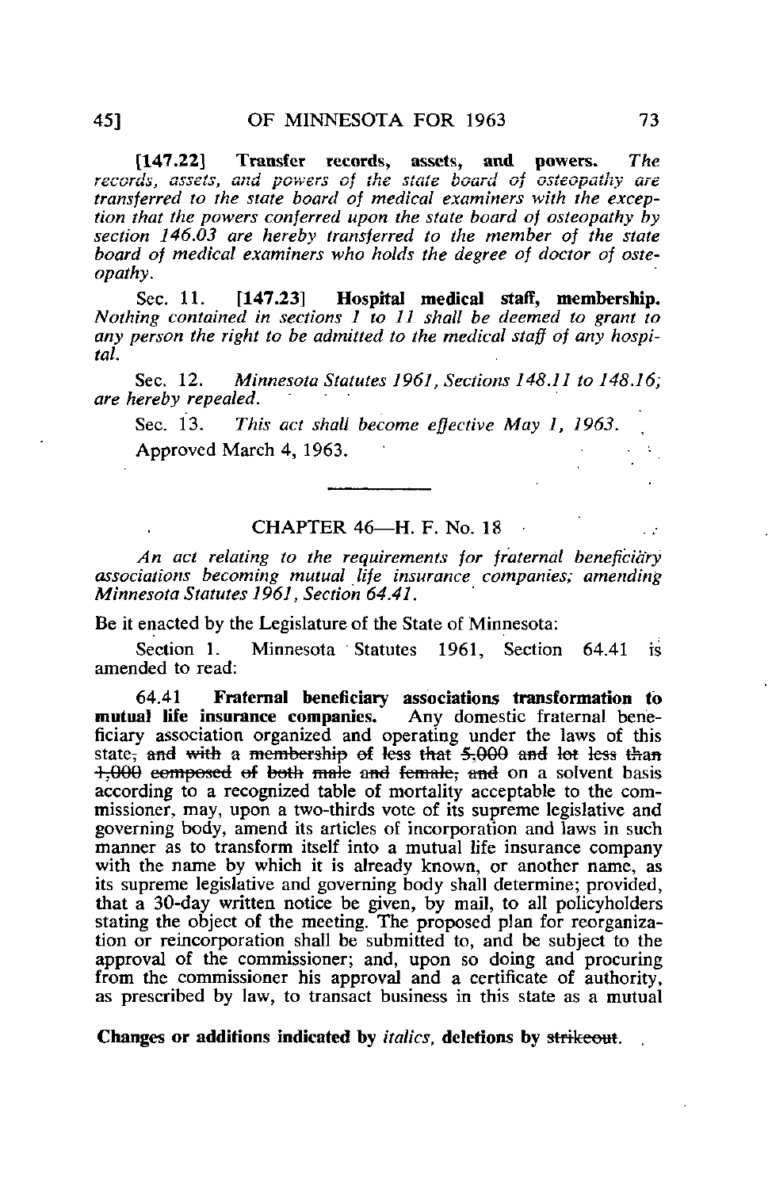**[147.22] Transfer records, assets, and powers.** *The records, assets, and powers of the state board of osteopathy are transferred to the state board of medical examiners with the exception that the powers conferred upon the state board of osteopathy by section 146.03 are hereby transferred to the member of the state board of medical examiners who holds the degree of doctor of osteopathy.*

Sec. 11. **[147.23] Hospital medical staff, membership.** *Nothing contained in sections 1 to 11 shall be deemed to grant to any person the right to be admitted to the medical staff of any hospital.*

Sec. 12. *Minnesota Statutes 1961, Sections 148.11 to 148.16, are hereby repealed.*

Sec. 13. *This act shall become effective May 1, 1963.*

Approved March 4, 1963.

---

## CHAPTER 46—H. F. No. 18

*An act relating to the requirements for fraternal beneficiary associations becoming mutual life insurance companies; amending Minnesota Statutes 1961, Section 64.41.*

Be it enacted by the Legislature of the State of Minnesota:

Section 1. Minnesota Statutes 1961, Section 64.41 is amended to read:

64.41 **Fraternal beneficiary associations transformation to mutual life insurance companies.** Any domestic fraternal beneficiary association organized and operating under the laws of this state~~, and with a membership of less that 5,000 and lot less than 1,000 composed of both male and female, and~~ on a solvent basis according to a recognized table of mortality acceptable to the commissioner, may, upon a two-thirds vote of its supreme legislative and governing body, amend its articles of incorporation and laws in such manner as to transform itself into a mutual life insurance company with the name by which it is already known, or another name, as its supreme legislative and governing body shall determine; provided, that a 30-day written notice be given, by mail, to all policyholders stating the object of the meeting. The proposed plan for reorganization or reincorporation shall be submitted to, and be subject to the approval of the commissioner; and, upon so doing and procuring from the commissioner his approval and a certificate of authority, as prescribed by law, to transact business in this state as a mutual

**Changes or additions indicated by *italics*, deletions by ~~strikeout~~.**